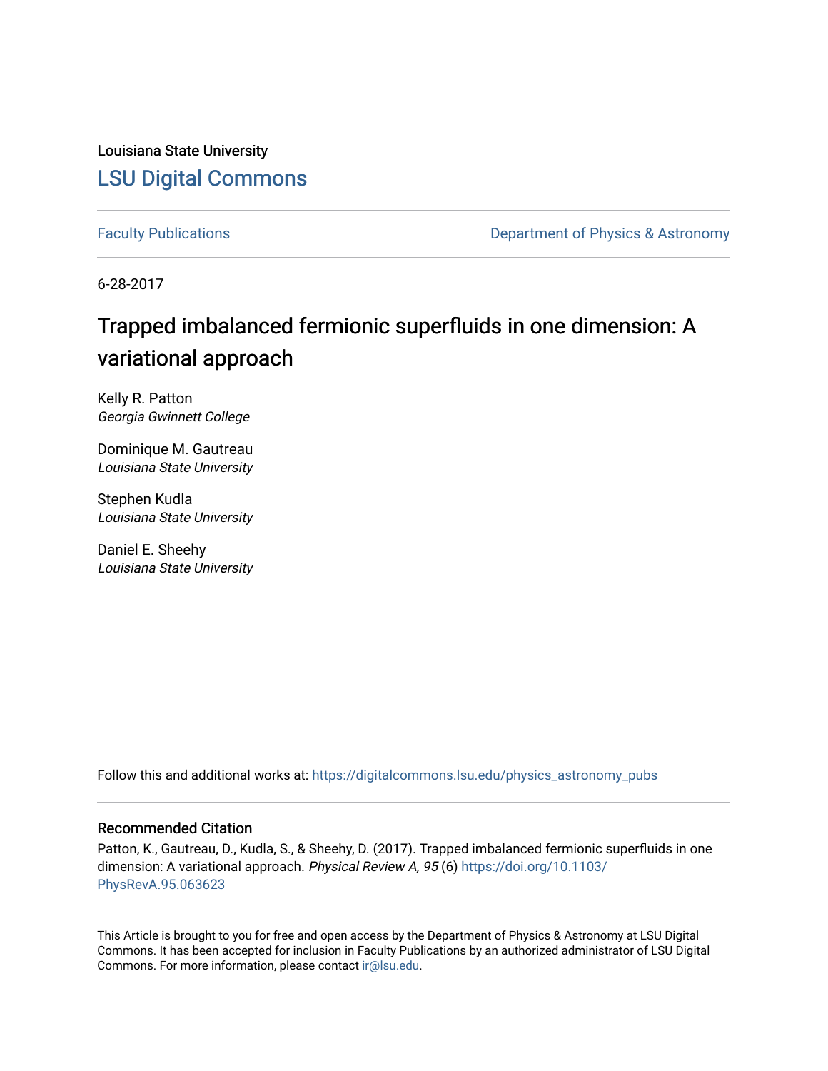Louisiana State University

LSU Digital Commons

Faculty Publications

Department of Physics & Astronomy

6-28-2017

# Trapped imbalanced fermionic superfluids in one dimension: A variational approach

Kelly R. Patton
*Georgia Gwinnett College*

Dominique M. Gautreau
*Louisiana State University*

Stephen Kudla
*Louisiana State University*

Daniel E. Sheehy
*Louisiana State University*

Follow this and additional works at: https://digitalcommons.lsu.edu/physics_astronomy_pubs

## Recommended Citation

Patton, K., Gautreau, D., Kudla, S., & Sheehy, D. (2017). Trapped imbalanced fermionic superfluids in one dimension: A variational approach. *Physical Review A, 95* (6) https://doi.org/10.1103/PhysRevA.95.063623

This Article is brought to you for free and open access by the Department of Physics & Astronomy at LSU Digital Commons. It has been accepted for inclusion in Faculty Publications by an authorized administrator of LSU Digital Commons. For more information, please contact ir@lsu.edu.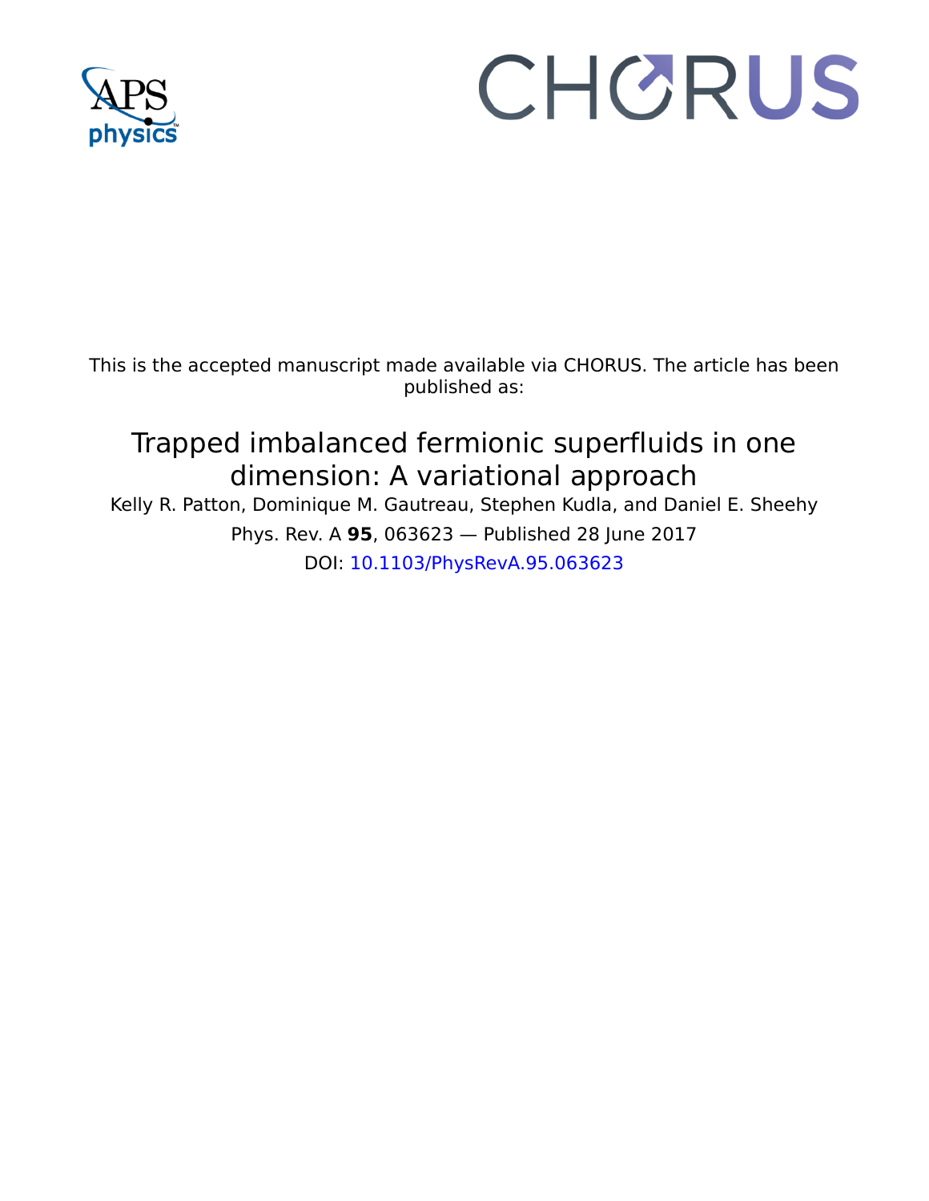This is the accepted manuscript made available via CHORUS. The article has been published as:

# Trapped imbalanced fermionic superfluids in one dimension: A variational approach

Kelly R. Patton, Dominique M. Gautreau, Stephen Kudla, and Daniel E. Sheehy

Phys. Rev. A **95**, 063623 — Published 28 June 2017

DOI: 10.1103/PhysRevA.95.063623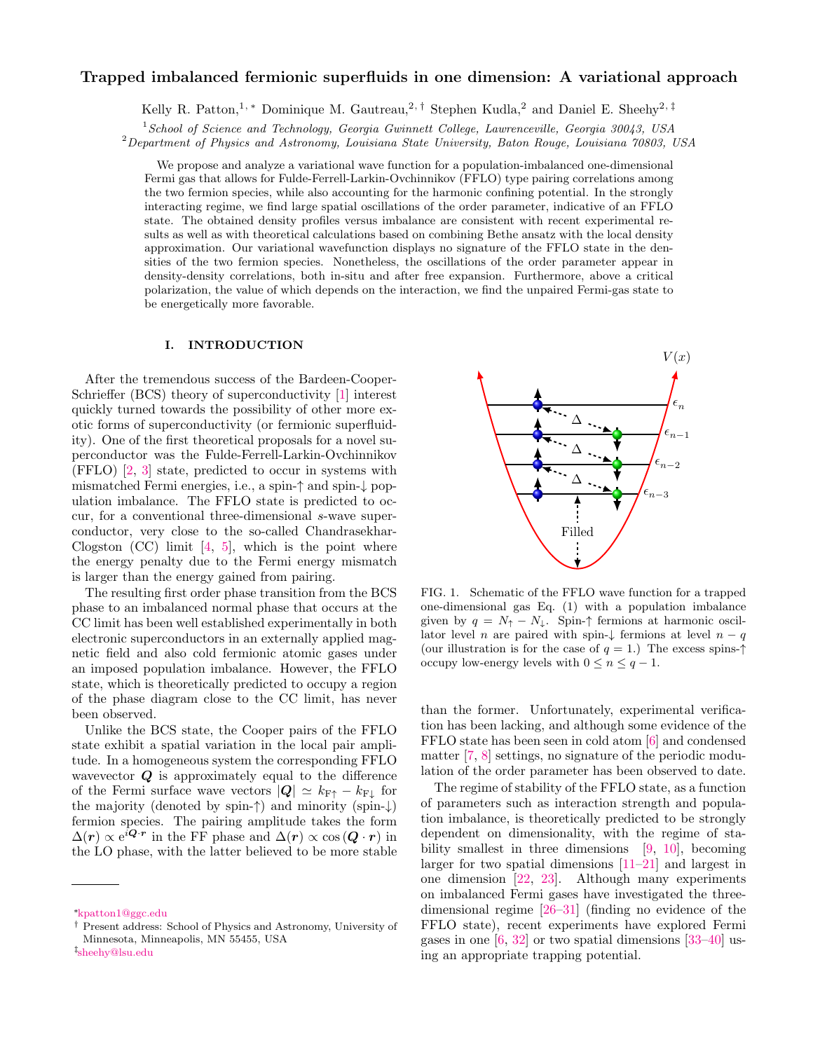# Trapped imbalanced fermionic superfluids in one dimension: A variational approach

Kelly R. Patton,[1,*] Dominique M. Gautreau,[2,†] Stephen Kudla,[2] and Daniel E. Sheehy[2,‡]

[1]*School of Science and Technology, Georgia Gwinnett College, Lawrenceville, Georgia 30043, USA*
[2]*Department of Physics and Astronomy, Louisiana State University, Baton Rouge, Louisiana 70803, USA*

We propose and analyze a variational wave function for a population-imbalanced one-dimensional Fermi gas that allows for Fulde-Ferrell-Larkin-Ovchinnikov (FFLO) type pairing correlations among the two fermion species, while also accounting for the harmonic confining potential. In the strongly interacting regime, we find large spatial oscillations of the order parameter, indicative of an FFLO state. The obtained density profiles versus imbalance are consistent with recent experimental results as well as with theoretical calculations based on combining Bethe ansatz with the local density approximation. Our variational wavefunction displays no signature of the FFLO state in the densities of the two fermion species. Nonetheless, the oscillations of the order parameter appear in density-density correlations, both in-situ and after free expansion. Furthermore, above a critical polarization, the value of which depends on the interaction, we find the unpaired Fermi-gas state to be energetically more favorable.

## I. INTRODUCTION

After the tremendous success of the Bardeen-Cooper-Schrieffer (BCS) theory of superconductivity [1] interest quickly turned towards the possibility of other more exotic forms of superconductivity (or fermionic superfluidity). One of the first theoretical proposals for a novel superconductor was the Fulde-Ferrell-Larkin-Ovchinnikov (FFLO) [2, 3] state, predicted to occur in systems with mismatched Fermi energies, i.e., a spin-$\uparrow$ and spin-$\downarrow$ population imbalance. The FFLO state is predicted to occur, for a conventional three-dimensional $s$-wave superconductor, very close to the so-called Chandrasekhar-Clogston (CC) limit [4, 5], which is the point where the energy penalty due to the Fermi energy mismatch is larger than the energy gained from pairing.

The resulting first order phase transition from the BCS phase to an imbalanced normal phase that occurs at the CC limit has been well established experimentally in both electronic superconductors in an externally applied magnetic field and also cold fermionic atomic gases under an imposed population imbalance. However, the FFLO state, which is theoretically predicted to occupy a region of the phase diagram close to the CC limit, has never been observed.

Unlike the BCS state, the Cooper pairs of the FFLO state exhibit a spatial variation in the local pair amplitude. In a homogeneous system the corresponding FFLO wavevector $\boldsymbol{Q}$ is approximately equal to the difference of the Fermi surface wave vectors $|\boldsymbol{Q}| \simeq k_{\mathrm{F}\uparrow} - k_{\mathrm{F}\downarrow}$ for the majority (denoted by spin-$\uparrow$) and minority (spin-$\downarrow$) fermion species. The pairing amplitude takes the form $\Delta(\boldsymbol{r}) \propto \mathrm{e}^{i\boldsymbol{Q}\cdot\boldsymbol{r}}$ in the FF phase and $\Delta(\boldsymbol{r}) \propto \cos(\boldsymbol{Q}\cdot\boldsymbol{r})$ in the LO phase, with the latter believed to be more stable than the former. Unfortunately, experimental verification has been lacking, and although some evidence of the FFLO state has been seen in cold atom [6] and condensed matter [7, 8] settings, no signature of the periodic modulation of the order parameter has been observed to date.

FIG. 1. Schematic of the FFLO wave function for a trapped one-dimensional gas Eq. (1) with a population imbalance given by $q = N_\uparrow - N_\downarrow$. Spin-$\uparrow$ fermions at harmonic oscillator level $n$ are paired with spin-$\downarrow$ fermions at level $n-q$ (our illustration is for the case of $q=1$.) The excess spins-$\uparrow$ occupy low-energy levels with $0 \le n \le q-1$.

The regime of stability of the FFLO state, as a function of parameters such as interaction strength and population imbalance, is theoretically predicted to be strongly dependent on dimensionality, with the regime of stability smallest in three dimensions [9, 10], becoming larger for two spatial dimensions [11–21] and largest in one dimension [22, 23]. Although many experiments on imbalanced Fermi gases have investigated the three-dimensional regime [26–31] (finding no evidence of the FFLO state), recent experiments have explored Fermi gases in one [6, 32] or two spatial dimensions [33–40] using an appropriate trapping potential.

*kpatton1@ggc.edu
† Present address: School of Physics and Astronomy, University of Minnesota, Minneapolis, MN 55455, USA
‡sheehy@lsu.edu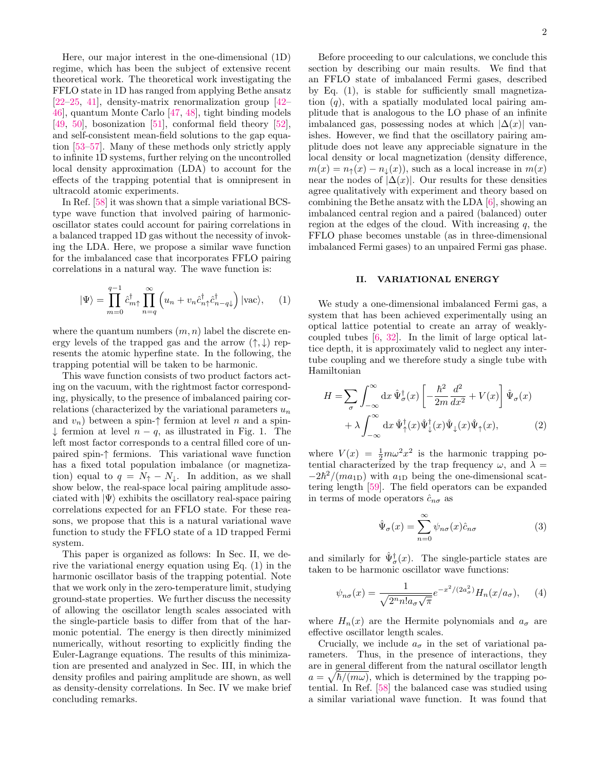Here, our major interest in the one-dimensional (1D) regime, which has been the subject of extensive recent theoretical work. The theoretical work investigating the FFLO state in 1D has ranged from applying Bethe ansatz [22–25, 41], density-matrix renormalization group [42–46], quantum Monte Carlo [47, 48], tight binding models [49, 50], bosonization [51], conformal field theory [52], and self-consistent mean-field solutions to the gap equation [53–57]. Many of these methods only strictly apply to infinite 1D systems, further relying on the uncontrolled local density approximation (LDA) to account for the effects of the trapping potential that is omnipresent in ultracold atomic experiments.

In Ref. [58] it was shown that a simple variational BCS-type wave function that involved pairing of harmonic-oscillator states could account for pairing correlations in a balanced trapped 1D gas without the necessity of invoking the LDA. Here, we propose a similar wave function for the imbalanced case that incorporates FFLO pairing correlations in a natural way. The wave function is:

$$|\Psi\rangle = \prod_{m=0}^{q-1} \hat{c}^{\dagger}_{m\uparrow} \prod_{n=q}^{\infty} \left( u_n + v_n \hat{c}^{\dagger}_{n\uparrow} \hat{c}^{\dagger}_{n-q\downarrow} \right) |\text{vac}\rangle, \qquad (1)$$

where the quantum numbers $(m, n)$ label the discrete energy levels of the trapped gas and the arrow $(\uparrow, \downarrow)$ represents the atomic hyperfine state. In the following, the trapping potential will be taken to be harmonic.

This wave function consists of two product factors acting on the vacuum, with the rightmost factor corresponding, physically, to the presence of imbalanced pairing correlations (characterized by the variational parameters $u_n$ and $v_n$) between a spin-$\uparrow$ fermion at level $n$ and a spin-$\downarrow$ fermion at level $n - q$, as illustrated in Fig. 1. The left most factor corresponds to a central filled core of unpaired spin-$\uparrow$ fermions. This variational wave function has a fixed total population imbalance (or magnetization) equal to $q = N_\uparrow - N_\downarrow$. In addition, as we shall show below, the real-space local pairing amplitude associated with $|\Psi\rangle$ exhibits the oscillatory real-space pairing correlations expected for an FFLO state. For these reasons, we propose that this is a natural variational wave function to study the FFLO state of a 1D trapped Fermi system.

This paper is organized as follows: In Sec. II, we derive the variational energy equation using Eq. (1) in the harmonic oscillator basis of the trapping potential. Note that we work only in the zero-temperature limit, studying ground-state properties. We further discuss the necessity of allowing the oscillator length scales associated with the single-particle basis to differ from that of the harmonic potential. The energy is then directly minimized numerically, without resorting to explicitly finding the Euler-Lagrange equations. The results of this minimization are presented and analyzed in Sec. III, in which the density profiles and pairing amplitude are shown, as well as density-density correlations. In Sec. IV we make brief concluding remarks.

Before proceeding to our calculations, we conclude this section by describing our main results. We find that an FFLO state of imbalanced Fermi gases, described by Eq. (1), is stable for sufficiently small magnetization $(q)$, with a spatially modulated local pairing amplitude that is analogous to the LO phase of an infinite imbalanced gas, possessing nodes at which $|\Delta(x)|$ vanishes. However, we find that the oscillatory pairing amplitude does not leave any appreciable signature in the local density or local magnetization (density difference, $m(x) = n_\uparrow(x) - n_\downarrow(x)$), such as a local increase in $m(x)$ near the nodes of $|\Delta(x)|$. Our results for these densities agree qualitatively with experiment and theory based on combining the Bethe ansatz with the LDA [6], showing an imbalanced central region and a paired (balanced) outer region at the edges of the cloud. With increasing $q$, the FFLO phase becomes unstable (as in three-dimensional imbalanced Fermi gases) to an unpaired Fermi gas phase.

## II. VARIATIONAL ENERGY

We study a one-dimensional imbalanced Fermi gas, a system that has been achieved experimentally using an optical lattice potential to create an array of weakly-coupled tubes [6, 32]. In the limit of large optical lattice depth, it is approximately valid to neglect any inter-tube coupling and we therefore study a single tube with Hamiltonian

$$\begin{aligned} H =& \sum_\sigma \int_{-\infty}^{\infty} \mathrm{d}x \, \hat{\Psi}^\dagger_\sigma(x) \left[ -\frac{\hbar^2}{2m}\frac{d^2}{dx^2} + V(x) \right] \hat{\Psi}_\sigma(x) \\ &+ \lambda \int_{-\infty}^{\infty} \mathrm{d}x \, \hat{\Psi}^\dagger_\uparrow(x) \hat{\Psi}^\dagger_\downarrow(x) \hat{\Psi}_\downarrow(x) \hat{\Psi}_\uparrow(x), \end{aligned} \qquad (2)$$

where $V(x) = \frac{1}{2} m\omega^2 x^2$ is the harmonic trapping potential characterized by the trap frequency $\omega$, and $\lambda = -2\hbar^2/(m a_{1\text{D}})$ with $a_{1\text{D}}$ being the one-dimensional scattering length [59]. The field operators can be expanded in terms of mode operators $\hat{c}_{n\sigma}$ as

$$\hat{\Psi}_\sigma(x) = \sum_{n=0}^{\infty} \psi_{n\sigma}(x) \hat{c}_{n\sigma} \qquad (3)$$

and similarly for $\hat{\Psi}^\dagger_\sigma(x)$. The single-particle states are taken to be harmonic oscillator wave functions:

$$\psi_{n\sigma}(x) = \frac{1}{\sqrt{2^n n! a_\sigma \sqrt{\pi}}} e^{-x^2/(2a_\sigma^2)} H_n(x/a_\sigma), \qquad (4)$$

where $H_n(x)$ are the Hermite polynomials and $a_\sigma$ are effective oscillator length scales.

Crucially, we include $a_\sigma$ in the set of variational parameters. Thus, in the presence of interactions, they are in general different from the natural oscillator length $a = \sqrt{\hbar/(m\omega)}$, which is determined by the trapping potential. In Ref. [58] the balanced case was studied using a similar variational wave function. It was found that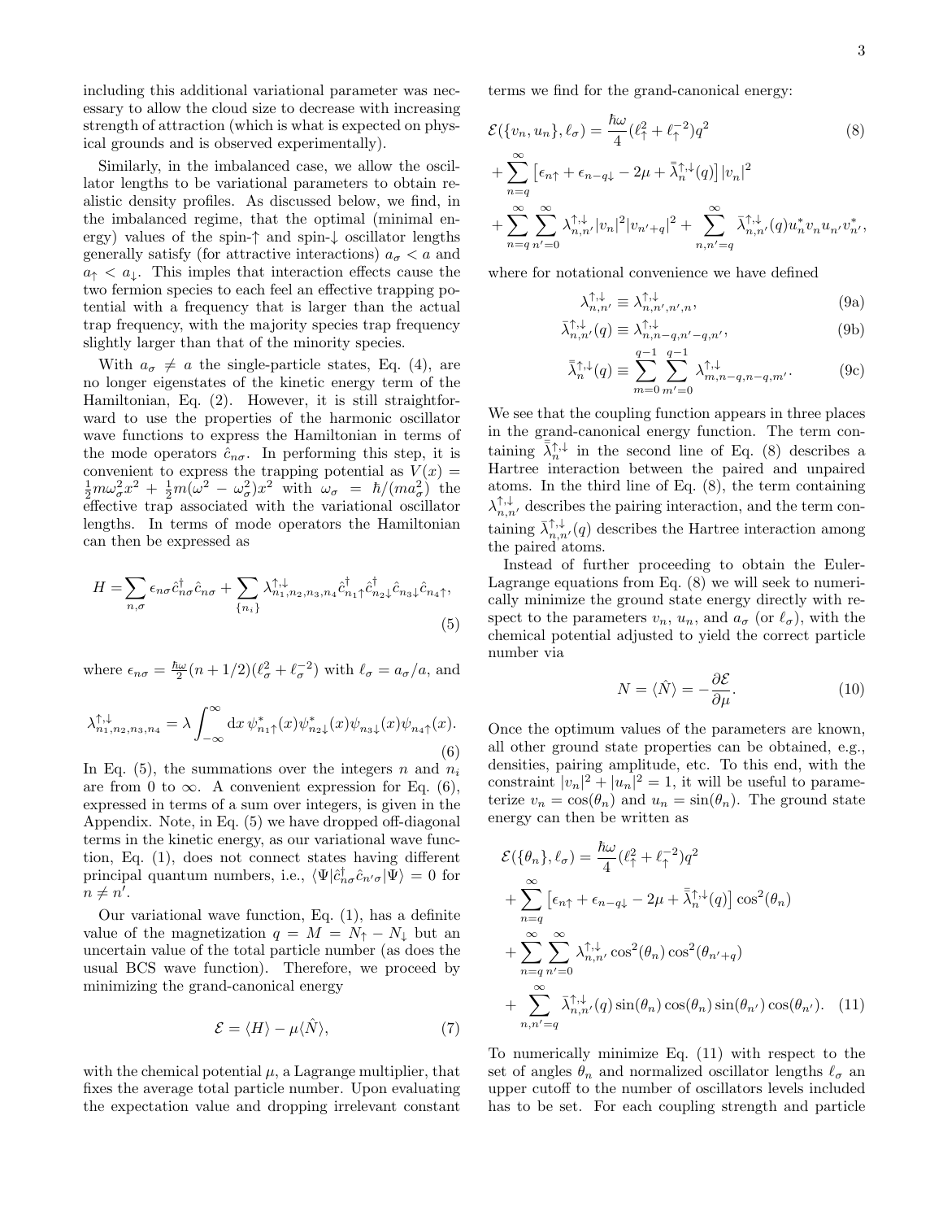including this additional variational parameter was necessary to allow the cloud size to decrease with increasing strength of attraction (which is what is expected on physical grounds and is observed experimentally).

Similarly, in the imbalanced case, we allow the oscillator lengths to be variational parameters to obtain realistic density profiles. As discussed below, we find, in the imbalanced regime, that the optimal (minimal energy) values of the spin-↑ and spin-↓ oscillator lengths generally satisfy (for attractive interactions) $a_\sigma < a$ and $a_\uparrow < a_\downarrow$. This imples that interaction effects cause the two fermion species to each feel an effective trapping potential with a frequency that is larger than the actual trap frequency, with the majority species trap frequency slightly larger than that of the minority species.

With $a_\sigma \neq a$ the single-particle states, Eq. (4), are no longer eigenstates of the kinetic energy term of the Hamiltonian, Eq. (2). However, it is still straightforward to use the properties of the harmonic oscillator wave functions to express the Hamiltonian in terms of the mode operators $\hat{c}_{n\sigma}$. In performing this step, it is convenient to express the trapping potential as $V(x) = \frac{1}{2}m\omega_\sigma^2 x^2 + \frac{1}{2}m(\omega^2 - \omega_\sigma^2)x^2$ with $\omega_\sigma = \hbar/(ma_\sigma^2)$ the effective trap associated with the variational oscillator lengths. In terms of mode operators the Hamiltonian can then be expressed as

$$H = \sum_{n,\sigma} \epsilon_{n\sigma} \hat{c}^\dagger_{n\sigma}\hat{c}_{n\sigma} + \sum_{\{n_i\}} \lambda^{\uparrow,\downarrow}_{n_1,n_2,n_3,n_4} \hat{c}^\dagger_{n_1\uparrow}\hat{c}^\dagger_{n_2\downarrow}\hat{c}_{n_3\downarrow}\hat{c}_{n_4\uparrow}, \tag{5}$$

where $\epsilon_{n\sigma} = \frac{\hbar\omega}{2}(n+1/2)(\ell_\sigma^2 + \ell_\sigma^{-2})$ with $\ell_\sigma = a_\sigma/a$, and

$$\lambda^{\uparrow,\downarrow}_{n_1,n_2,n_3,n_4} = \lambda \int_{-\infty}^{\infty} \mathrm{d}x\, \psi^*_{n_1\uparrow}(x)\psi^*_{n_2\downarrow}(x)\psi_{n_3\downarrow}(x)\psi_{n_4\uparrow}(x). \tag{6}$$

In Eq. (5), the summations over the integers $n$ and $n_i$ are from 0 to $\infty$. A convenient expression for Eq. (6), expressed in terms of a sum over integers, is given in the Appendix. Note, in Eq. (5) we have dropped off-diagonal terms in the kinetic energy, as our variational wave function, Eq. (1), does not connect states having different principal quantum numbers, i.e., $\langle\Psi|\hat{c}^\dagger_{n\sigma}\hat{c}_{n'\sigma}|\Psi\rangle = 0$ for $n \neq n'$.

Our variational wave function, Eq. (1), has a definite value of the magnetization $q = M = N_\uparrow - N_\downarrow$ but an uncertain value of the total particle number (as does the usual BCS wave function). Therefore, we proceed by minimizing the grand-canonical energy

$$\mathcal{E} = \langle H\rangle - \mu\langle\hat{N}\rangle, \tag{7}$$

with the chemical potential $\mu$, a Lagrange multiplier, that fixes the average total particle number. Upon evaluating the expectation value and dropping irrelevant constant terms we find for the grand-canonical energy:

$$\begin{aligned}\mathcal{E}(\{v_n,u_n\},\ell_\sigma) &= \frac{\hbar\omega}{4}(\ell_\uparrow^2 + \ell_\uparrow^{-2})q^2 \\ &+ \sum_{n=q}^{\infty}\left[\epsilon_{n\uparrow} + \epsilon_{n-q\downarrow} - 2\mu + \bar{\bar{\lambda}}^{\uparrow,\downarrow}_n(q)\right]|v_n|^2 \\ &+ \sum_{n=q}^{\infty}\sum_{n'=0}^{\infty}\lambda^{\uparrow,\downarrow}_{n,n'}|v_n|^2|v_{n'+q}|^2 + \sum_{n,n'=q}^{\infty}\bar{\lambda}^{\uparrow,\downarrow}_{n,n'}(q)u_n^* v_n u_{n'} v_{n'}^*,\end{aligned} \tag{8}$$

where for notational convenience we have defined

$$\lambda^{\uparrow,\downarrow}_{n,n'} \equiv \lambda^{\uparrow,\downarrow}_{n,n',n',n}, \tag{9a}$$

$$\bar{\lambda}^{\uparrow,\downarrow}_{n,n'}(q) \equiv \lambda^{\uparrow,\downarrow}_{n,n-q,n'-q,n'}, \tag{9b}$$

$$\bar{\bar{\lambda}}^{\uparrow,\downarrow}_n(q) \equiv \sum_{m=0}^{q-1}\sum_{m'=0}^{q-1}\lambda^{\uparrow,\downarrow}_{m,n-q,n-q,m'}. \tag{9c}$$

We see that the coupling function appears in three places in the grand-canonical energy function. The term containing $\bar{\bar{\lambda}}^{\uparrow,\downarrow}_n$ in the second line of Eq. (8) describes a Hartree interaction between the paired and unpaired atoms. In the third line of Eq. (8), the term containing $\lambda^{\uparrow,\downarrow}_{n,n'}$ describes the pairing interaction, and the term containing $\bar{\lambda}^{\uparrow,\downarrow}_{n,n'}(q)$ describes the Hartree interaction among the paired atoms.

Instead of further proceeding to obtain the Euler-Lagrange equations from Eq. (8) we will seek to numerically minimize the ground state energy directly with respect to the parameters $v_n$, $u_n$, and $a_\sigma$ (or $\ell_\sigma$), with the chemical potential adjusted to yield the correct particle number via

$$N = \langle\hat{N}\rangle = -\frac{\partial\mathcal{E}}{\partial\mu}. \tag{10}$$

Once the optimum values of the parameters are known, all other ground state properties can be obtained, e.g., densities, pairing amplitude, etc. To this end, with the constraint $|v_n|^2 + |u_n|^2 = 1$, it will be useful to parameterize $v_n = \cos(\theta_n)$ and $u_n = \sin(\theta_n)$. The ground state energy can then be written as

$$\begin{aligned}\mathcal{E}(\{\theta_n\},\ell_\sigma) &= \frac{\hbar\omega}{4}(\ell_\uparrow^2 + \ell_\uparrow^{-2})q^2 \\ &+ \sum_{n=q}^{\infty}\left[\epsilon_{n\uparrow} + \epsilon_{n-q\downarrow} - 2\mu + \bar{\bar{\lambda}}^{\uparrow,\downarrow}_n(q)\right]\cos^2(\theta_n) \\ &+ \sum_{n=q}^{\infty}\sum_{n'=0}^{\infty}\lambda^{\uparrow,\downarrow}_{n,n'}\cos^2(\theta_n)\cos^2(\theta_{n'+q}) \\ &+ \sum_{n,n'=q}^{\infty}\bar{\lambda}^{\uparrow,\downarrow}_{n,n'}(q)\sin(\theta_n)\cos(\theta_n)\sin(\theta_{n'})\cos(\theta_{n'}).\end{aligned} \tag{11}$$

To numerically minimize Eq. (11) with respect to the set of angles $\theta_n$ and normalized oscillator lengths $\ell_\sigma$ an upper cutoff to the number of oscillators levels included has to be set. For each coupling strength and particle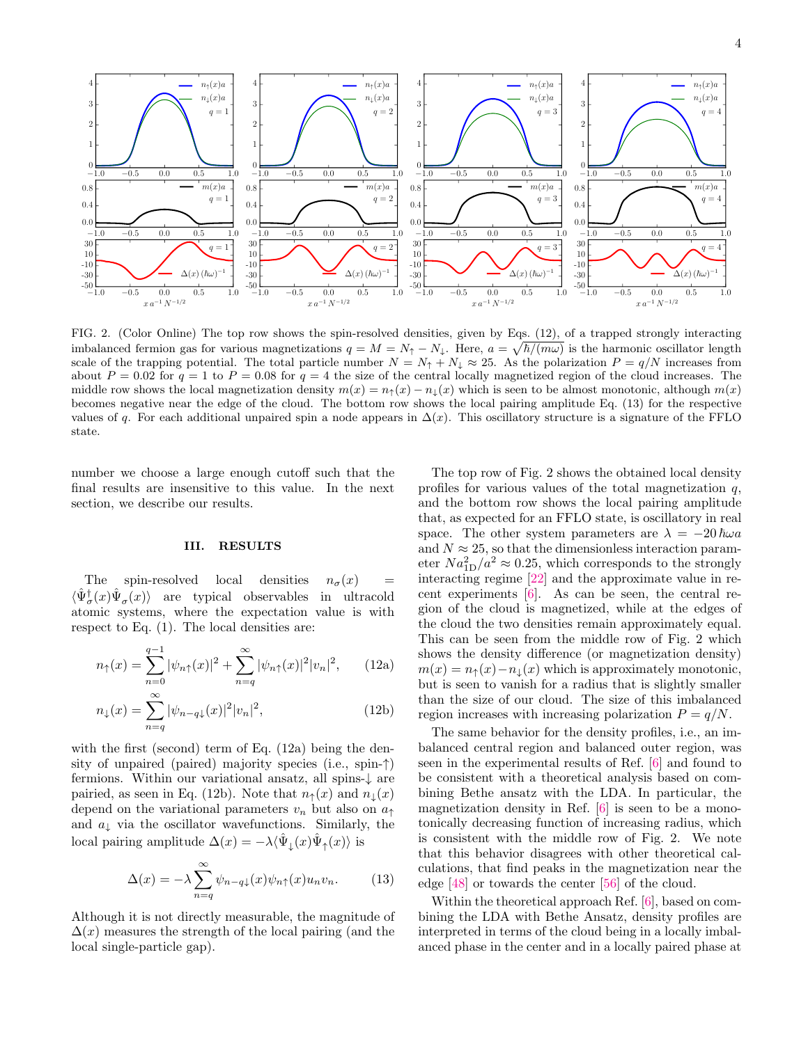FIG. 2. (Color Online) The top row shows the spin-resolved densities, given by Eqs. (12), of a trapped strongly interacting imbalanced fermion gas for various magnetizations $q = M = N_\uparrow - N_\downarrow$. Here, $a = \sqrt{\hbar/(m\omega)}$ is the harmonic oscillator length scale of the trapping potential. The total particle number $N = N_\uparrow + N_\downarrow \approx 25$. As the polarization $P = q/N$ increases from about $P = 0.02$ for $q = 1$ to $P = 0.08$ for $q = 4$ the size of the central locally magnetized region of the cloud increases. The middle row shows the local magnetization density $m(x) = n_\uparrow(x) - n_\downarrow(x)$ which is seen to be almost monotonic, although $m(x)$ becomes negative near the edge of the cloud. The bottom row shows the local pairing amplitude Eq. (13) for the respective values of $q$. For each additional unpaired spin a node appears in $\Delta(x)$. This oscillatory structure is a signature of the FFLO state.

number we choose a large enough cutoff such that the final results are insensitive to this value. In the next section, we describe our results.

## III. RESULTS

The spin-resolved local densities $n_\sigma(x) = \langle \hat{\Psi}^\dagger_\sigma(x)\hat{\Psi}_\sigma(x)\rangle$ are typical observables in ultracold atomic systems, where the expectation value is with respect to Eq. (1). The local densities are:

$$n_\uparrow(x) = \sum_{n=0}^{q-1} |\psi_{n\uparrow}(x)|^2 + \sum_{n=q}^{\infty} |\psi_{n\uparrow}(x)|^2|v_n|^2, \qquad (12a)$$

$$n_\downarrow(x) = \sum_{n=q}^{\infty} |\psi_{n-q\downarrow}(x)|^2|v_n|^2, \qquad (12b)$$

with the first (second) term of Eq. (12a) being the density of unpaired (paired) majority species (i.e., spin-$\uparrow$) fermions. Within our variational ansatz, all spins-$\downarrow$ are paired, as seen in Eq. (12b). Note that $n_\uparrow(x)$ and $n_\downarrow(x)$ depend on the variational parameters $v_n$ but also on $a_\uparrow$ and $a_\downarrow$ via the oscillator wavefunctions. Similarly, the local pairing amplitude $\Delta(x) = -\lambda\langle\hat{\Psi}_\downarrow(x)\hat{\Psi}_\uparrow(x)\rangle$ is

$$\Delta(x) = -\lambda \sum_{n=q}^{\infty} \psi_{n-q\downarrow}(x)\psi_{n\uparrow}(x)u_n v_n. \qquad (13)$$

Although it is not directly measurable, the magnitude of $\Delta(x)$ measures the strength of the local pairing (and the local single-particle gap).

The top row of Fig. 2 shows the obtained local density profiles for various values of the total magnetization $q$, and the bottom row shows the local pairing amplitude that, as expected for an FFLO state, is oscillatory in real space. The other system parameters are $\lambda = -20\,\hbar\omega a$ and $N \approx 25$, so that the dimensionless interaction parameter $Na_{1D}^2/a^2 \approx 0.25$, which corresponds to the strongly interacting regime [22] and the approximate value in recent experiments [6]. As can be seen, the central region of the cloud is magnetized, while at the edges of the cloud the two densities remain approximately equal. This can be seen from the middle row of Fig. 2 which shows the density difference (or magnetization density) $m(x) = n_\uparrow(x) - n_\downarrow(x)$ which is approximately monotonic, but is seen to vanish for a radius that is slightly smaller than the size of our cloud. The size of this imbalanced region increases with increasing polarization $P = q/N$.

The same behavior for the density profiles, i.e., an imbalanced central region and balanced outer region, was seen in the experimental results of Ref. [6] and found to be consistent with a theoretical analysis based on combining Bethe ansatz with the LDA. In particular, the magnetization density in Ref. [6] is seen to be a monotonically decreasing function of increasing radius, which is consistent with the middle row of Fig. 2. We note that this behavior disagrees with other theoretical calculations, that find peaks in the magnetization near the edge [48] or towards the center [56] of the cloud.

Within the theoretical approach Ref. [6], based on combining the LDA with Bethe Ansatz, density profiles are interpreted in terms of the cloud being in a locally imbalanced phase in the center and in a locally paired phase at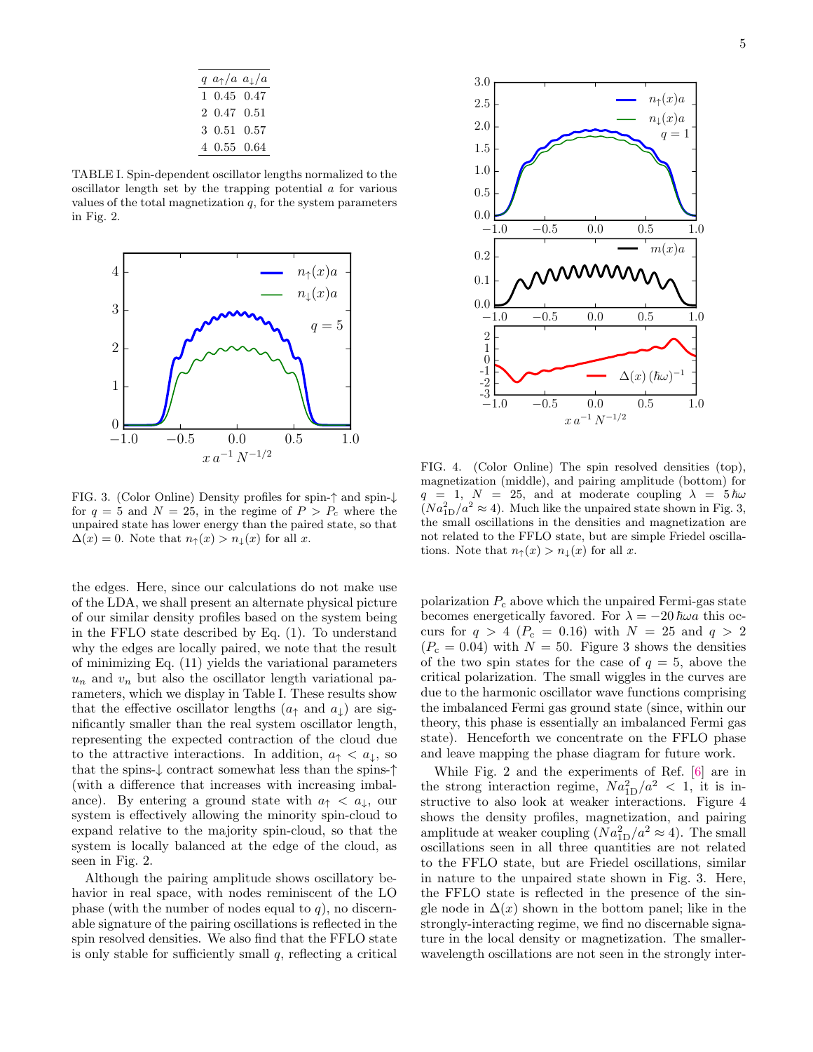| $q$ | $a_\uparrow/a$ | $a_\downarrow/a$ |
|---|---|---|
| 1 | 0.45 | 0.47 |
| 2 | 0.47 | 0.51 |
| 3 | 0.51 | 0.57 |
| 4 | 0.55 | 0.64 |

TABLE I. Spin-dependent oscillator lengths normalized to the oscillator length set by the trapping potential $a$ for various values of the total magnetization $q$, for the system parameters in Fig. 2.

FIG. 3. (Color Online) Density profiles for spin-$\uparrow$ and spin-$\downarrow$ for $q = 5$ and $N = 25$, in the regime of $P > P_c$ where the unpaired state has lower energy than the paired state, so that $\Delta(x) = 0$. Note that $n_\uparrow(x) > n_\downarrow(x)$ for all $x$.

FIG. 4. (Color Online) The spin resolved densities (top), magnetization (middle), and pairing amplitude (bottom) for $q = 1$, $N = 25$, and at moderate coupling $\lambda = 5\,\hbar\omega$ ($Na_{1\mathrm{D}}^2/a^2 \approx 4$). Much like the unpaired state shown in Fig. 3, the small oscillations in the densities and magnetization are not related to the FFLO state, but are simple Friedel oscillations. Note that $n_\uparrow(x) > n_\downarrow(x)$ for all $x$.

the edges. Here, since our calculations do not make use of the LDA, we shall present an alternate physical picture of our similar density profiles based on the system being in the FFLO state described by Eq. (1). To understand why the edges are locally paired, we note that the result of minimizing Eq. (11) yields the variational parameters $u_n$ and $v_n$ but also the oscillator length variational parameters, which we display in Table I. These results show that the effective oscillator lengths ($a_\uparrow$ and $a_\downarrow$) are significantly smaller than the real system oscillator length, representing the expected contraction of the cloud due to the attractive interactions. In addition, $a_\uparrow < a_\downarrow$, so that the spins-$\downarrow$ contract somewhat less than the spins-$\uparrow$ (with a difference that increases with increasing imbalance). By entering a ground state with $a_\uparrow < a_\downarrow$, our system is effectively allowing the minority spin-cloud to expand relative to the majority spin-cloud, so that the system is locally balanced at the edge of the cloud, as seen in Fig. 2.

Although the pairing amplitude shows oscillatory behavior in real space, with nodes reminiscent of the LO phase (with the number of nodes equal to $q$), no discernable signature of the pairing oscillations is reflected in the spin resolved densities. We also find that the FFLO state is only stable for sufficiently small $q$, reflecting a critical polarization $P_\mathrm{c}$ above which the unpaired Fermi-gas state becomes energetically favored. For $\lambda = -20\,\hbar\omega a$ this occurs for $q > 4$ ($P_\mathrm{c} = 0.16$) with $N = 25$ and $q > 2$ ($P_\mathrm{c} = 0.04$) with $N = 50$. Figure 3 shows the densities of the two spin states for the case of $q = 5$, above the critical polarization. The small wiggles in the curves are due to the harmonic oscillator wave functions comprising the imbalanced Fermi gas ground state (since, within our theory, this phase is essentially an imbalanced Fermi gas state). Henceforth we concentrate on the FFLO phase and leave mapping the phase diagram for future work.

While Fig. 2 and the experiments of Ref. [6] are in the strong interaction regime, $Na_{1\mathrm{D}}^2/a^2 < 1$, it is instructive to also look at weaker interactions. Figure 4 shows the density profiles, magnetization, and pairing amplitude at weaker coupling ($Na_{1\mathrm{D}}^2/a^2 \approx 4$). The small oscillations seen in all three quantities are not related to the FFLO state, but are Friedel oscillations, similar in nature to the unpaired state shown in Fig. 3. Here, the FFLO state is reflected in the presence of the single node in $\Delta(x)$ shown in the bottom panel; like in the strongly-interacting regime, we find no discernable signature in the local density or magnetization. The smaller-wavelength oscillations are not seen in the strongly inter-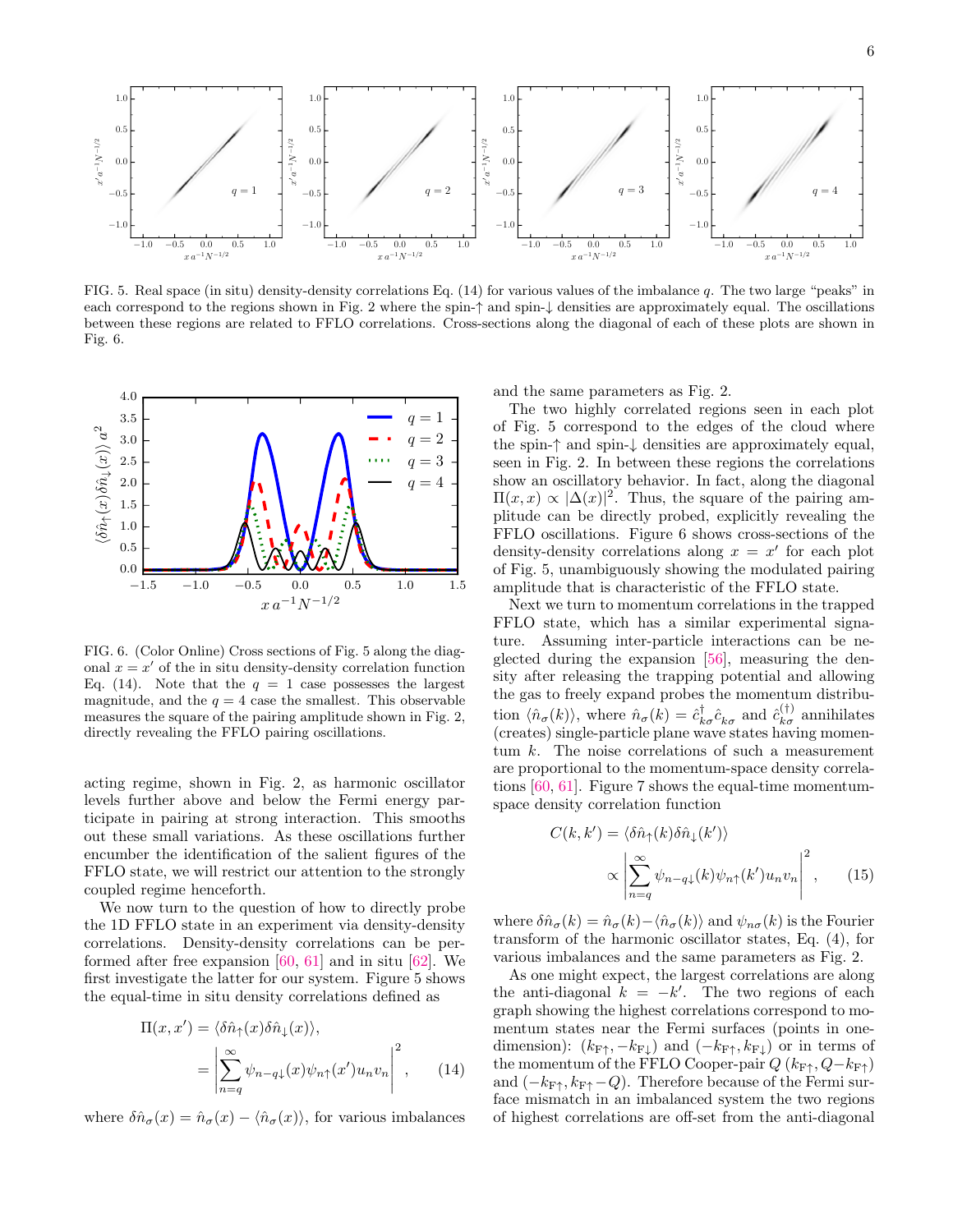FIG. 5. Real space (in situ) density-density correlations Eq. (14) for various values of the imbalance $q$. The two large "peaks" in each correspond to the regions shown in Fig. 2 where the spin-↑ and spin-↓ densities are approximately equal. The oscillations between these regions are related to FFLO correlations. Cross-sections along the diagonal of each of these plots are shown in Fig. 6.

FIG. 6. (Color Online) Cross sections of Fig. 5 along the diagonal $x = x'$ of the in situ density-density correlation function Eq. (14). Note that the $q = 1$ case possesses the largest magnitude, and the $q = 4$ case the smallest. This observable measures the square of the pairing amplitude shown in Fig. 2, directly revealing the FFLO pairing oscillations.

acting regime, shown in Fig. 2, as harmonic oscillator levels further above and below the Fermi energy participate in pairing at strong interaction. This smooths out these small variations. As these oscillations further encumber the identification of the salient figures of the FFLO state, we will restrict our attention to the strongly coupled regime henceforth.

We now turn to the question of how to directly probe the 1D FFLO state in an experiment via density-density correlations. Density-density correlations can be performed after free expansion [60, 61] and in situ [62]. We first investigate the latter for our system. Figure 5 shows the equal-time in situ density correlations defined as

$$
\begin{aligned}
\Pi(x, x') &= \langle \delta\hat{n}_\uparrow(x)\delta\hat{n}_\downarrow(x)\rangle, \\
&= \left| \sum_{n=q}^{\infty} \psi_{n-q\downarrow}(x)\psi_{n\uparrow}(x')u_n v_n \right|^2, \qquad (14)
\end{aligned}
$$

where $\delta\hat{n}_\sigma(x) = \hat{n}_\sigma(x) - \langle\hat{n}_\sigma(x)\rangle$, for various imbalances and the same parameters as Fig. 2.

The two highly correlated regions seen in each plot of Fig. 5 correspond to the edges of the cloud where the spin-↑ and spin-↓ densities are approximately equal, seen in Fig. 2. In between these regions the correlations show an oscillatory behavior. In fact, along the diagonal $\Pi(x, x) \propto |\Delta(x)|^2$. Thus, the square of the pairing amplitude can be directly probed, explicitly revealing the FFLO oscillations. Figure 6 shows cross-sections of the density-density correlations along $x = x'$ for each plot of Fig. 5, unambiguously showing the modulated pairing amplitude that is characteristic of the FFLO state.

Next we turn to momentum correlations in the trapped FFLO state, which has a similar experimental signature. Assuming inter-particle interactions can be neglected during the expansion [56], measuring the density after releasing the trapping potential and allowing the gas to freely expand probes the momentum distribution $\langle\hat{n}_\sigma(k)\rangle$, where $\hat{n}_\sigma(k) = \hat{c}^\dagger_{k\sigma}\hat{c}_{k\sigma}$ and $\hat{c}^{(\dagger)}_{k\sigma}$ annihilates (creates) single-particle plane wave states having momentum $k$. The noise correlations of such a measurement are proportional to the momentum-space density correlations [60, 61]. Figure 7 shows the equal-time momentum-space density correlation function

$$
\begin{aligned}
C(k, k') &= \langle \delta\hat{n}_\uparrow(k)\delta\hat{n}_\downarrow(k')\rangle \\
&\propto \left| \sum_{n=q}^{\infty} \psi_{n-q\downarrow}(k)\psi_{n\uparrow}(k')u_n v_n \right|^2, \qquad (15)
\end{aligned}
$$

where $\delta\hat{n}_\sigma(k) = \hat{n}_\sigma(k) - \langle\hat{n}_\sigma(k)\rangle$ and $\psi_{n\sigma}(k)$ is the Fourier transform of the harmonic oscillator states, Eq. (4), for various imbalances and the same parameters as Fig. 2.

As one might expect, the largest correlations are along the anti-diagonal $k = -k'$. The two regions of each graph showing the highest correlations correspond to momentum states near the Fermi surfaces (points in one-dimension): $(k_{F\uparrow}, -k_{F\downarrow})$ and $(-k_{F\uparrow}, k_{F\downarrow})$ or in terms of the momentum of the FFLO Cooper-pair $Q$ $(k_{F\uparrow}, Q - k_{F\uparrow})$ and $(-k_{F\uparrow}, k_{F\uparrow} - Q)$. Therefore because of the Fermi surface mismatch in an imbalanced system the two regions of highest correlations are off-set from the anti-diagonal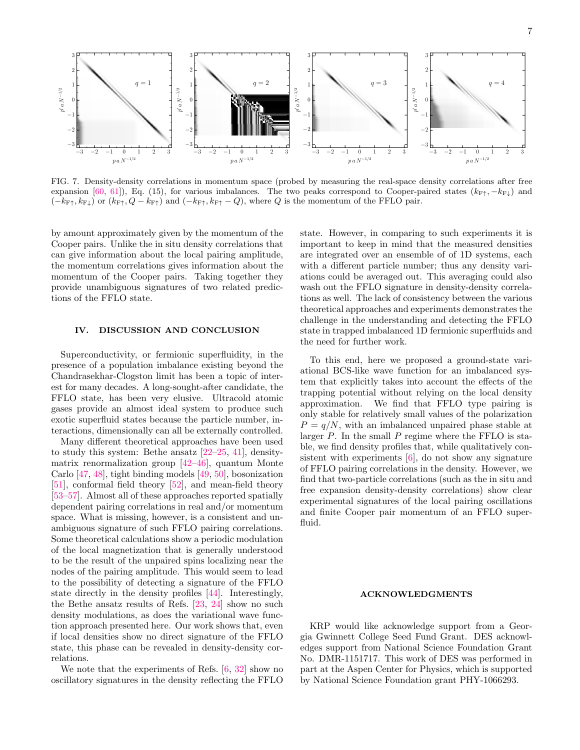FIG. 7. Density-density correlations in momentum space (probed by measuring the real-space density correlations after free expansion [60, 61]), Eq. (15), for various imbalances. The two peaks correspond to Cooper-paired states $(k_{F\uparrow}, -k_{F\downarrow})$ and $(-k_{F\uparrow}, k_{F\downarrow})$ or $(k_{F\uparrow}, Q - k_{F\uparrow})$ and $(-k_{F\uparrow}, k_{F\uparrow} - Q)$, where $Q$ is the momentum of the FFLO pair.

by amount approximately given by the momentum of the Cooper pairs. Unlike the in situ density correlations that can give information about the local pairing amplitude, the momentum correlations gives information about the momentum of the Cooper pairs. Taking together they provide unambiguous signatures of two related predictions of the FFLO state.

## IV. DISCUSSION AND CONCLUSION

Superconductivity, or fermionic superfluidity, in the presence of a population imbalance existing beyond the Chandrasekhar-Clogston limit has been a topic of interest for many decades. A long-sought-after candidate, the FFLO state, has been very elusive. Ultracold atomic gases provide an almost ideal system to produce such exotic superfluid states because the particle number, interactions, dimensionally can all be externally controlled.

Many different theoretical approaches have been used to study this system: Bethe ansatz [22–25, 41], density-matrix renormalization group [42–46], quantum Monte Carlo [47, 48], tight binding models [49, 50], bosonization [51], conformal field theory [52], and mean-field theory [53–57]. Almost all of these approaches reported spatially dependent pairing correlations in real and/or momentum space. What is missing, however, is a consistent and unambiguous signature of such FFLO pairing correlations. Some theoretical calculations show a periodic modulation of the local magnetization that is generally understood to be the result of the unpaired spins localizing near the nodes of the pairing amplitude. This would seem to lead to the possibility of detecting a signature of the FFLO state directly in the density profiles [44]. Interestingly, the Bethe ansatz results of Refs. [23, 24] show no such density modulations, as does the variational wave function approach presented here. Our work shows that, even if local densities show no direct signature of the FFLO state, this phase can be revealed in density-density correlations.

We note that the experiments of Refs. [6, 32] show no oscillatory signatures in the density reflecting the FFLO state. However, in comparing to such experiments it is important to keep in mind that the measured densities are integrated over an ensemble of of 1D systems, each with a different particle number; thus any density variations could be averaged out. This averaging could also wash out the FFLO signature in density-density correlations as well. The lack of consistency between the various theoretical approaches and experiments demonstrates the challenge in the understanding and detecting the FFLO state in trapped imbalanced 1D fermionic superfluids and the need for further work.

To this end, here we proposed a ground-state variational BCS-like wave function for an imbalanced system that explicitly takes into account the effects of the trapping potential without relying on the local density approximation. We find that FFLO type pairing is only stable for relatively small values of the polarization $P = q/N$, with an imbalanced unpaired phase stable at larger $P$. In the small $P$ regime where the FFLO is stable, we find density profiles that, while qualitatively consistent with experiments [6], do not show any signature of FFLO pairing correlations in the density. However, we find that two-particle correlations (such as the in situ and free expansion density-density correlations) show clear experimental signatures of the local pairing oscillations and finite Cooper pair momentum of an FFLO superfluid.

## ACKNOWLEDGMENTS

KRP would like acknowledge support from a Georgia Gwinnett College Seed Fund Grant. DES acknowledges support from National Science Foundation Grant No. DMR-1151717. This work of DES was performed in part at the Aspen Center for Physics, which is supported by National Science Foundation grant PHY-1066293.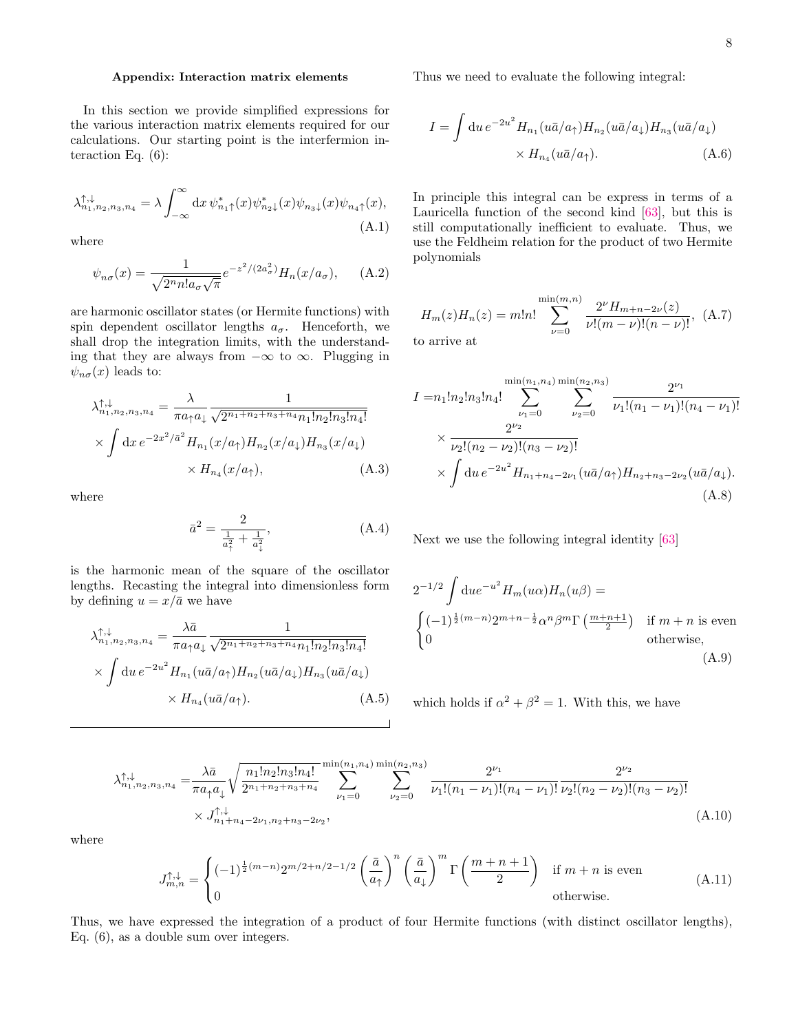### Appendix: Interaction matrix elements

In this section we provide simplified expressions for the various interaction matrix elements required for our calculations. Our starting point is the interfermion interaction Eq. (6):

$$\lambda^{\uparrow,\downarrow}_{n_1,n_2,n_3,n_4} = \lambda \int_{-\infty}^{\infty} \mathrm{d}x\, \psi^*_{n_1\uparrow}(x)\psi^*_{n_2\downarrow}(x)\psi_{n_3\downarrow}(x)\psi_{n_4\uparrow}(x), \tag{A.1}$$

where

$$\psi_{n\sigma}(x) = \frac{1}{\sqrt{2^n n! a_\sigma \sqrt{\pi}}} e^{-x^2/(2a_\sigma^2)} H_n(x/a_\sigma), \tag{A.2}$$

are harmonic oscillator states (or Hermite functions) with spin dependent oscillator lengths $a_\sigma$. Henceforth, we shall drop the integration limits, with the understanding that they are always from $-\infty$ to $\infty$. Plugging in $\psi_{n\sigma}(x)$ leads to:

$$\lambda^{\uparrow,\downarrow}_{n_1,n_2,n_3,n_4} = \frac{\lambda}{\pi a_\uparrow a_\downarrow} \frac{1}{\sqrt{2^{n_1+n_2+n_3+n_4} n_1! n_2! n_3! n_4!}} \times \int \mathrm{d}x\, e^{-2x^2/\bar{a}^2} H_{n_1}(x/a_\uparrow) H_{n_2}(x/a_\downarrow) H_{n_3}(x/a_\downarrow) \times H_{n_4}(x/a_\uparrow), \tag{A.3}$$

where

$$\bar{a}^2 = \frac{2}{\frac{1}{a_\uparrow^2} + \frac{1}{a_\downarrow^2}}, \tag{A.4}$$

is the harmonic mean of the square of the oscillator lengths. Recasting the integral into dimensionless form by defining $u = x/\bar{a}$ we have

$$\lambda^{\uparrow,\downarrow}_{n_1,n_2,n_3,n_4} = \frac{\lambda \bar{a}}{\pi a_\uparrow a_\downarrow} \frac{1}{\sqrt{2^{n_1+n_2+n_3+n_4} n_1! n_2! n_3! n_4!}} \times \int \mathrm{d}u\, e^{-2u^2} H_{n_1}(u\bar{a}/a_\uparrow) H_{n_2}(u\bar{a}/a_\downarrow) H_{n_3}(u\bar{a}/a_\downarrow) \times H_{n_4}(u\bar{a}/a_\uparrow). \tag{A.5}$$

Thus we need to evaluate the following integral:

$$I = \int \mathrm{d}u\, e^{-2u^2} H_{n_1}(u\bar{a}/a_\uparrow) H_{n_2}(u\bar{a}/a_\downarrow) H_{n_3}(u\bar{a}/a_\downarrow) \times H_{n_4}(u\bar{a}/a_\uparrow). \tag{A.6}$$

In principle this integral can be express in terms of a Lauricella function of the second kind [63], but this is still computationally inefficient to evaluate. Thus, we use the Feldheim relation for the product of two Hermite polynomials

$$H_m(z)H_n(z) = m!n! \sum_{\nu=0}^{\min(m,n)} \frac{2^\nu H_{m+n-2\nu}(z)}{\nu!(m-\nu)!(n-\nu)!}, \tag{A.7}$$

to arrive at

$$\begin{aligned} I =& n_1!n_2!n_3!n_4! \sum_{\nu_1=0}^{\min(n_1,n_4)} \sum_{\nu_2=0}^{\min(n_2,n_3)} \frac{2^{\nu_1}}{\nu_1!(n_1-\nu_1)!(n_4-\nu_1)!} \\ &\times \frac{2^{\nu_2}}{\nu_2!(n_2-\nu_2)!(n_3-\nu_2)!} \\ &\times \int \mathrm{d}u\, e^{-2u^2} H_{n_1+n_4-2\nu_1}(u\bar{a}/a_\uparrow) H_{n_2+n_3-2\nu_2}(u\bar{a}/a_\downarrow). \end{aligned} \tag{A.8}$$

Next we use the following integral identity [63]

$$2^{-1/2} \int \mathrm{d}u e^{-u^2} H_m(u\alpha) H_n(u\beta) = \begin{cases} (-1)^{\frac{1}{2}(m-n)} 2^{m+n-\frac{1}{2}} \alpha^n \beta^m \Gamma\left(\frac{m+n+1}{2}\right) & \text{if } m+n \text{ is even} \\ 0 & \text{otherwise,} \end{cases} \tag{A.9}$$

which holds if $\alpha^2 + \beta^2 = 1$. With this, we have

$$\begin{aligned} \lambda^{\uparrow,\downarrow}_{n_1,n_2,n_3,n_4} =& \frac{\lambda \bar{a}}{\pi a_\uparrow a_\downarrow} \sqrt{\frac{n_1!n_2!n_3!n_4!}{2^{n_1+n_2+n_3+n_4}}} \sum_{\nu_1=0}^{\min(n_1,n_4)} \sum_{\nu_2=0}^{\min(n_2,n_3)} \frac{2^{\nu_1}}{\nu_1!(n_1-\nu_1)!(n_4-\nu_1)!} \frac{2^{\nu_2}}{\nu_2!(n_2-\nu_2)!(n_3-\nu_2)!} \\ &\times J^{\uparrow,\downarrow}_{n_1+n_4-2\nu_1, n_2+n_3-2\nu_2}, \end{aligned} \tag{A.10}$$

where

$$J^{\uparrow,\downarrow}_{m,n} = \begin{cases} (-1)^{\frac{1}{2}(m-n)} 2^{m/2+n/2-1/2} \left(\frac{\bar{a}}{a_\uparrow}\right)^n \left(\frac{\bar{a}}{a_\downarrow}\right)^m \Gamma\left(\frac{m+n+1}{2}\right) & \text{if } m+n \text{ is even} \\ 0 & \text{otherwise.} \end{cases} \tag{A.11}$$

Thus, we have expressed the integration of a product of four Hermite functions (with distinct oscillator lengths), Eq. (6), as a double sum over integers.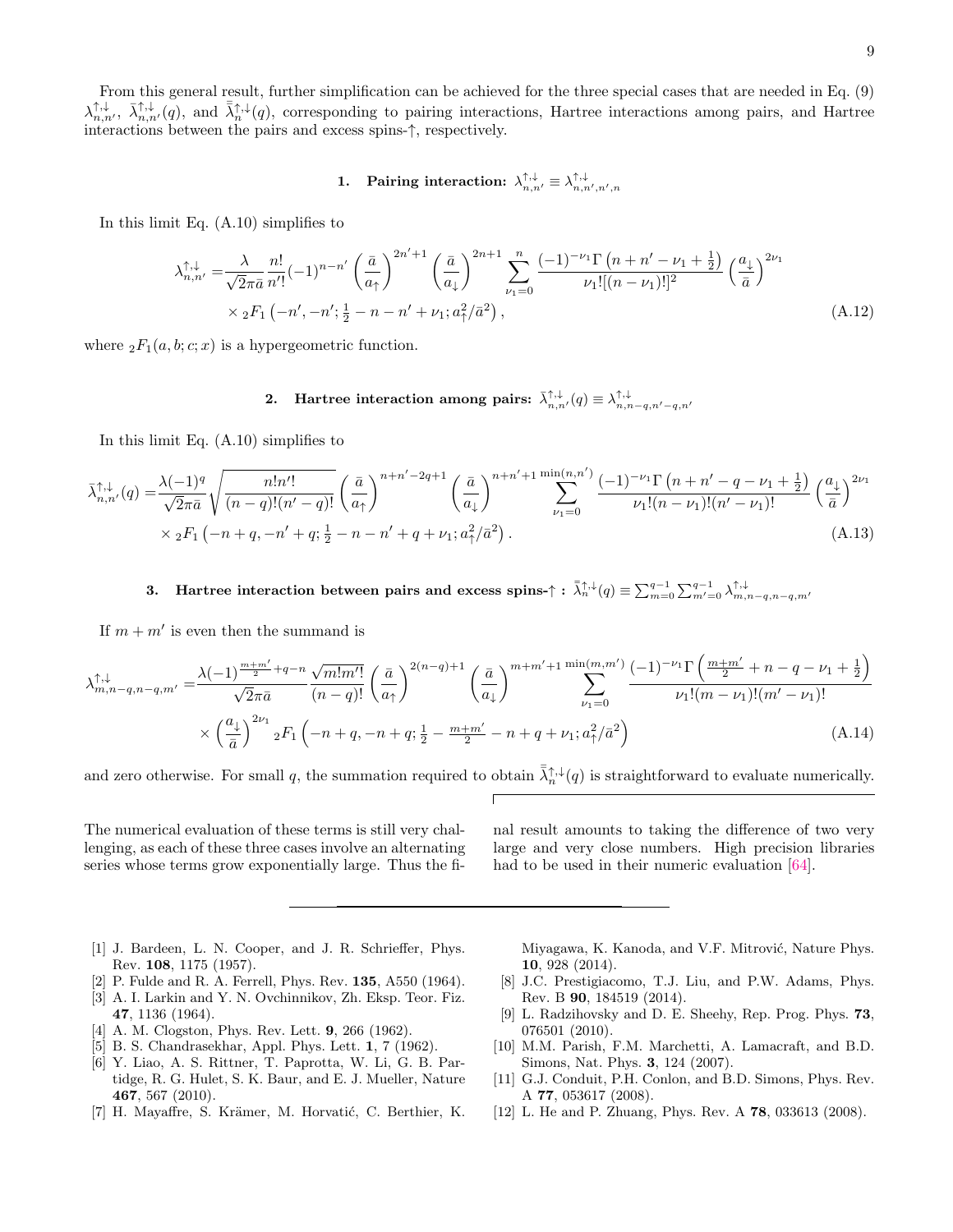From this general result, further simplification can be achieved for the three special cases that are needed in Eq. (9) $\lambda^{\uparrow,\downarrow}_{n,n'}$, $\bar{\lambda}^{\uparrow,\downarrow}_{n,n'}(q)$, and $\bar{\bar{\lambda}}^{\uparrow,\downarrow}_{n}(q)$, corresponding to pairing interactions, Hartree interactions among pairs, and Hartree interactions between the pairs and excess spins-↑, respectively.

### 1. Pairing interaction: $\lambda^{\uparrow,\downarrow}_{n,n'} \equiv \lambda^{\uparrow,\downarrow}_{n,n',n',n}$

In this limit Eq. (A.10) simplifies to

$$
\begin{aligned}
\lambda^{\uparrow,\downarrow}_{n,n'} =& \frac{\lambda}{\sqrt{2\pi}\bar{a}} \frac{n!}{n'!}(-1)^{n-n'} \left(\frac{\bar{a}}{a_\uparrow}\right)^{2n'+1} \left(\frac{\bar{a}}{a_\downarrow}\right)^{2n+1} \sum_{\nu_1=0}^{n} \frac{(-1)^{-\nu_1}\Gamma\left(n+n'-\nu_1+\frac{1}{2}\right)}{\nu_1![(n-\nu_1)!]^2}\left(\frac{a_\downarrow}{\bar{a}}\right)^{2\nu_1} \\
&\times {}_2F_1\left(-n',-n';\tfrac{1}{2}-n-n'+\nu_1;a_\uparrow^2/\bar{a}^2\right), \qquad \text{(A.12)}
\end{aligned}
$$

where ${}_2F_1(a,b;c;x)$ is a hypergeometric function.

### 2. Hartree interaction among pairs: $\bar{\lambda}^{\uparrow,\downarrow}_{n,n'}(q) \equiv \lambda^{\uparrow,\downarrow}_{n,n-q,n'-q,n'}$

In this limit Eq. (A.10) simplifies to

$$
\begin{aligned}
\bar{\lambda}^{\uparrow,\downarrow}_{n,n'}(q) =& \frac{\lambda(-1)^q}{\sqrt{2\pi}\bar{a}}\sqrt{\frac{n!n'!}{(n-q)!(n'-q)!}} \left(\frac{\bar{a}}{a_\uparrow}\right)^{n+n'-2q+1} \left(\frac{\bar{a}}{a_\downarrow}\right)^{n+n'+1} \sum_{\nu_1=0}^{\min(n,n')} \frac{(-1)^{-\nu_1}\Gamma\left(n+n'-q-\nu_1+\frac{1}{2}\right)}{\nu_1!(n-\nu_1)!(n'-\nu_1)!}\left(\frac{a_\downarrow}{\bar{a}}\right)^{2\nu_1} \\
&\times {}_2F_1\left(-n+q,-n'+q;\tfrac{1}{2}-n-n'+q+\nu_1;a_\uparrow^2/\bar{a}^2\right). \qquad \text{(A.13)}
\end{aligned}
$$

### 3. Hartree interaction between pairs and excess spins-↑ : $\bar{\bar{\lambda}}^{\uparrow,\downarrow}_{n}(q) \equiv \sum_{m=0}^{q-1}\sum_{m'=0}^{q-1}\lambda^{\uparrow,\downarrow}_{m,n-q,n-q,m'}$

If $m+m'$ is even then the summand is

$$
\begin{aligned}
\lambda^{\uparrow,\downarrow}_{m,n-q,n-q,m'} =& \frac{\lambda(-1)^{\frac{m+m'}{2}+q-n}}{\sqrt{2\pi}\bar{a}} \frac{\sqrt{m!m'!}}{(n-q)!} \left(\frac{\bar{a}}{a_\uparrow}\right)^{2(n-q)+1} \left(\frac{\bar{a}}{a_\downarrow}\right)^{m+m'+1} \sum_{\nu_1=0}^{\min(m,m')} \frac{(-1)^{-\nu_1}\Gamma\left(\frac{m+m'}{2}+n-q-\nu_1+\frac{1}{2}\right)}{\nu_1!(m-\nu_1)!(m'-\nu_1)!} \\
&\times \left(\frac{a_\downarrow}{\bar{a}}\right)^{2\nu_1} {}_2F_1\left(-n+q,-n+q;\tfrac{1}{2}-\tfrac{m+m'}{2}-n+q+\nu_1;a_\uparrow^2/\bar{a}^2\right) \qquad \text{(A.14)}
\end{aligned}
$$

and zero otherwise. For small $q$, the summation required to obtain $\bar{\bar{\lambda}}^{\uparrow,\downarrow}_{n}(q)$ is straightforward to evaluate numerically.

The numerical evaluation of these terms is still very challenging, as each of these three cases involve an alternating series whose terms grow exponentially large. Thus the final result amounts to taking the difference of two very large and very close numbers. High precision libraries had to be used in their numeric evaluation [64].

---

[1] J. Bardeen, L. N. Cooper, and J. R. Schrieffer, Phys. Rev. **108**, 1175 (1957).
[2] P. Fulde and R. A. Ferrell, Phys. Rev. **135**, A550 (1964).
[3] A. I. Larkin and Y. N. Ovchinnikov, Zh. Eksp. Teor. Fiz. **47**, 1136 (1964).
[4] A. M. Clogston, Phys. Rev. Lett. **9**, 266 (1962).
[5] B. S. Chandrasekhar, Appl. Phys. Lett. **1**, 7 (1962).
[6] Y. Liao, A. S. Rittner, T. Paprotta, W. Li, G. B. Partidge, R. G. Hulet, S. K. Baur, and E. J. Mueller, Nature **467**, 567 (2010).
[7] H. Mayaffre, S. Krämer, M. Horvatić, C. Berthier, K. Miyagawa, K. Kanoda, and V.F. Mitrović, Nature Phys. **10**, 928 (2014).
[8] J.C. Prestigiacomo, T.J. Liu, and P.W. Adams, Phys. Rev. B **90**, 184519 (2014).
[9] L. Radzihovsky and D. E. Sheehy, Rep. Prog. Phys. **73**, 076501 (2010).
[10] M.M. Parish, F.M. Marchetti, A. Lamacraft, and B.D. Simons, Nat. Phys. **3**, 124 (2007).
[11] G.J. Conduit, P.H. Conlon, and B.D. Simons, Phys. Rev. A **77**, 053617 (2008).
[12] L. He and P. Zhuang, Phys. Rev. A **78**, 033613 (2008).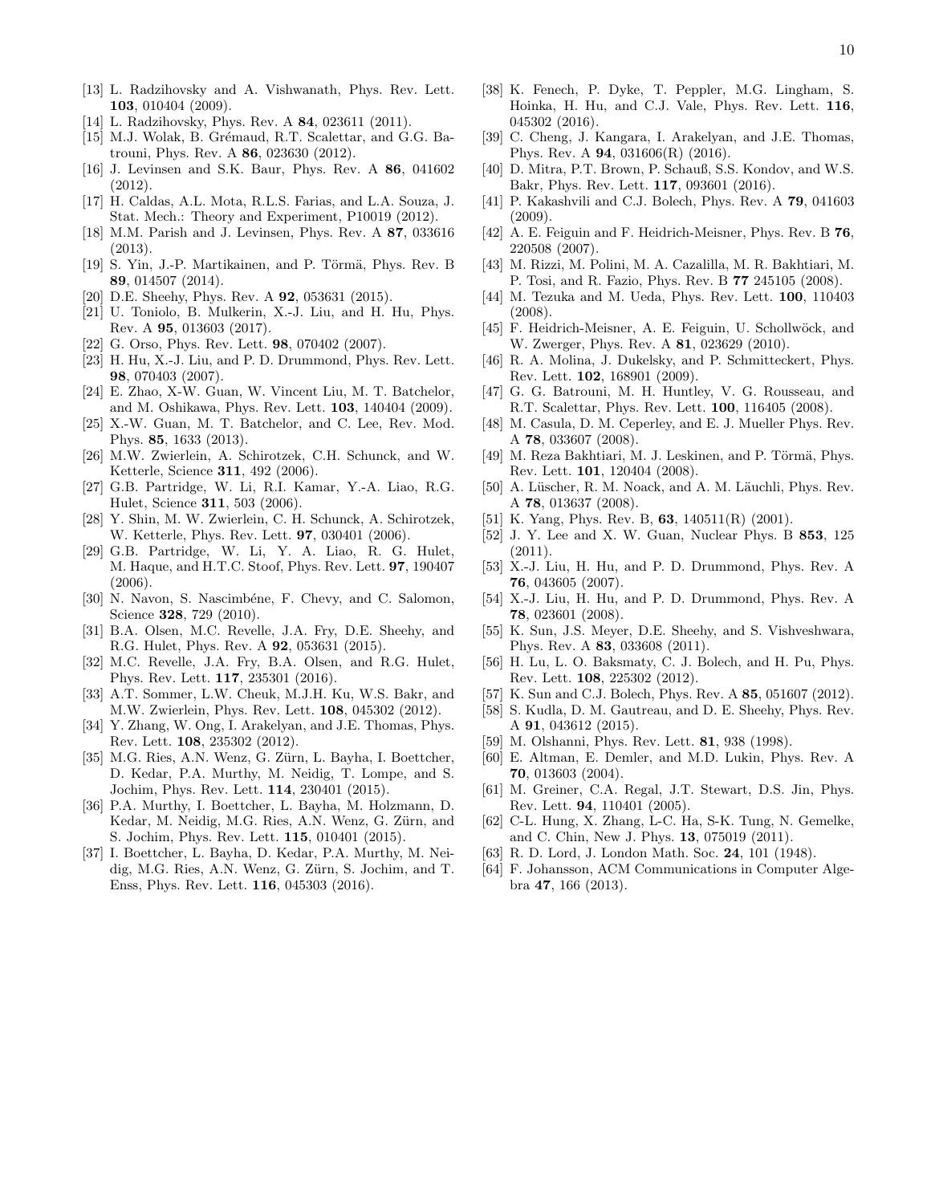[13] L. Radzihovsky and A. Vishwanath, Phys. Rev. Lett. **103**, 010404 (2009).

[14] L. Radzihovsky, Phys. Rev. A **84**, 023611 (2011).

[15] M.J. Wolak, B. Grémaud, R.T. Scalettar, and G.G. Batrouni, Phys. Rev. A **86**, 023630 (2012).

[16] J. Levinsen and S.K. Baur, Phys. Rev. A **86**, 041602 (2012).

[17] H. Caldas, A.L. Mota, R.L.S. Farias, and L.A. Souza, J. Stat. Mech.: Theory and Experiment, P10019 (2012).

[18] M.M. Parish and J. Levinsen, Phys. Rev. A **87**, 033616 (2013).

[19] S. Yin, J.-P. Martikainen, and P. Törmä, Phys. Rev. B **89**, 014507 (2014).

[20] D.E. Sheehy, Phys. Rev. A **92**, 053631 (2015).

[21] U. Toniolo, B. Mulkerin, X.-J. Liu, and H. Hu, Phys. Rev. A **95**, 013603 (2017).

[22] G. Orso, Phys. Rev. Lett. **98**, 070402 (2007).

[23] H. Hu, X.-J. Liu, and P. D. Drummond, Phys. Rev. Lett. **98**, 070403 (2007).

[24] E. Zhao, X-W. Guan, W. Vincent Liu, M. T. Batchelor, and M. Oshikawa, Phys. Rev. Lett. **103**, 140404 (2009).

[25] X.-W. Guan, M. T. Batchelor, and C. Lee, Rev. Mod. Phys. **85**, 1633 (2013).

[26] M.W. Zwierlein, A. Schirotzek, C.H. Schunck, and W. Ketterle, Science **311**, 492 (2006).

[27] G.B. Partridge, W. Li, R.I. Kamar, Y.-A. Liao, R.G. Hulet, Science **311**, 503 (2006).

[28] Y. Shin, M. W. Zwierlein, C. H. Schunck, A. Schirotzek, W. Ketterle, Phys. Rev. Lett. **97**, 030401 (2006).

[29] G.B. Partridge, W. Li, Y. A. Liao, R. G. Hulet, M. Haque, and H.T.C. Stoof, Phys. Rev. Lett. **97**, 190407 (2006).

[30] N. Navon, S. Nascimbéne, F. Chevy, and C. Salomon, Science **328**, 729 (2010).

[31] B.A. Olsen, M.C. Revelle, J.A. Fry, D.E. Sheehy, and R.G. Hulet, Phys. Rev. A **92**, 053631 (2015).

[32] M.C. Revelle, J.A. Fry, B.A. Olsen, and R.G. Hulet, Phys. Rev. Lett. **117**, 235301 (2016).

[33] A.T. Sommer, L.W. Cheuk, M.J.H. Ku, W.S. Bakr, and M.W. Zwierlein, Phys. Rev. Lett. **108**, 045302 (2012).

[34] Y. Zhang, W. Ong, I. Arakelyan, and J.E. Thomas, Phys. Rev. Lett. **108**, 235302 (2012).

[35] M.G. Ries, A.N. Wenz, G. Zürn, L. Bayha, I. Boettcher, D. Kedar, P.A. Murthy, M. Neidig, T. Lompe, and S. Jochim, Phys. Rev. Lett. **114**, 230401 (2015).

[36] P.A. Murthy, I. Boettcher, L. Bayha, M. Holzmann, D. Kedar, M. Neidig, M.G. Ries, A.N. Wenz, G. Zürn, and S. Jochim, Phys. Rev. Lett. **115**, 010401 (2015).

[37] I. Boettcher, L. Bayha, D. Kedar, P.A. Murthy, M. Neidig, M.G. Ries, A.N. Wenz, G. Zürn, S. Jochim, and T. Enss, Phys. Rev. Lett. **116**, 045303 (2016).

[38] K. Fenech, P. Dyke, T. Peppler, M.G. Lingham, S. Hoinka, H. Hu, and C.J. Vale, Phys. Rev. Lett. **116**, 045302 (2016).

[39] C. Cheng, J. Kangara, I. Arakelyan, and J.E. Thomas, Phys. Rev. A **94**, 031606(R) (2016).

[40] D. Mitra, P.T. Brown, P. Schauß, S.S. Kondov, and W.S. Bakr, Phys. Rev. Lett. **117**, 093601 (2016).

[41] P. Kakashvili and C.J. Bolech, Phys. Rev. A **79**, 041603 (2009).

[42] A. E. Feiguin and F. Heidrich-Meisner, Phys. Rev. B **76**, 220508 (2007).

[43] M. Rizzi, M. Polini, M. A. Cazalilla, M. R. Bakhtiari, M. P. Tosi, and R. Fazio, Phys. Rev. B **77** 245105 (2008).

[44] M. Tezuka and M. Ueda, Phys. Rev. Lett. **100**, 110403 (2008).

[45] F. Heidrich-Meisner, A. E. Feiguin, U. Schollwöck, and W. Zwerger, Phys. Rev. A **81**, 023629 (2010).

[46] R. A. Molina, J. Dukelsky, and P. Schmitteckert, Phys. Rev. Lett. **102**, 168901 (2009).

[47] G. G. Batrouni, M. H. Huntley, V. G. Rousseau, and R.T. Scalettar, Phys. Rev. Lett. **100**, 116405 (2008).

[48] M. Casula, D. M. Ceperley, and E. J. Mueller Phys. Rev. A **78**, 033607 (2008).

[49] M. Reza Bakhtiari, M. J. Leskinen, and P. Törmä, Phys. Rev. Lett. **101**, 120404 (2008).

[50] A. Lüscher, R. M. Noack, and A. M. Läuchli, Phys. Rev. A **78**, 013637 (2008).

[51] K. Yang, Phys. Rev. B, **63**, 140511(R) (2001).

[52] J. Y. Lee and X. W. Guan, Nuclear Phys. B **853**, 125 (2011).

[53] X.-J. Liu, H. Hu, and P. D. Drummond, Phys. Rev. A **76**, 043605 (2007).

[54] X.-J. Liu, H. Hu, and P. D. Drummond, Phys. Rev. A **78**, 023601 (2008).

[55] K. Sun, J.S. Meyer, D.E. Sheehy, and S. Vishveshwara, Phys. Rev. A **83**, 033608 (2011).

[56] H. Lu, L. O. Baksmaty, C. J. Bolech, and H. Pu, Phys. Rev. Lett. **108**, 225302 (2012).

[57] K. Sun and C.J. Bolech, Phys. Rev. A **85**, 051607 (2012).

[58] S. Kudla, D. M. Gautreau, and D. E. Sheehy, Phys. Rev. A **91**, 043612 (2015).

[59] M. Olshanni, Phys. Rev. Lett. **81**, 938 (1998).

[60] E. Altman, E. Demler, and M.D. Lukin, Phys. Rev. A **70**, 013603 (2004).

[61] M. Greiner, C.A. Regal, J.T. Stewart, D.S. Jin, Phys. Rev. Lett. **94**, 110401 (2005).

[62] C-L. Hung, X. Zhang, L-C. Ha, S-K. Tung, N. Gemelke, and C. Chin, New J. Phys. **13**, 075019 (2011).

[63] R. D. Lord, J. London Math. Soc. **24**, 101 (1948).

[64] F. Johansson, ACM Communications in Computer Algebra **47**, 166 (2013).